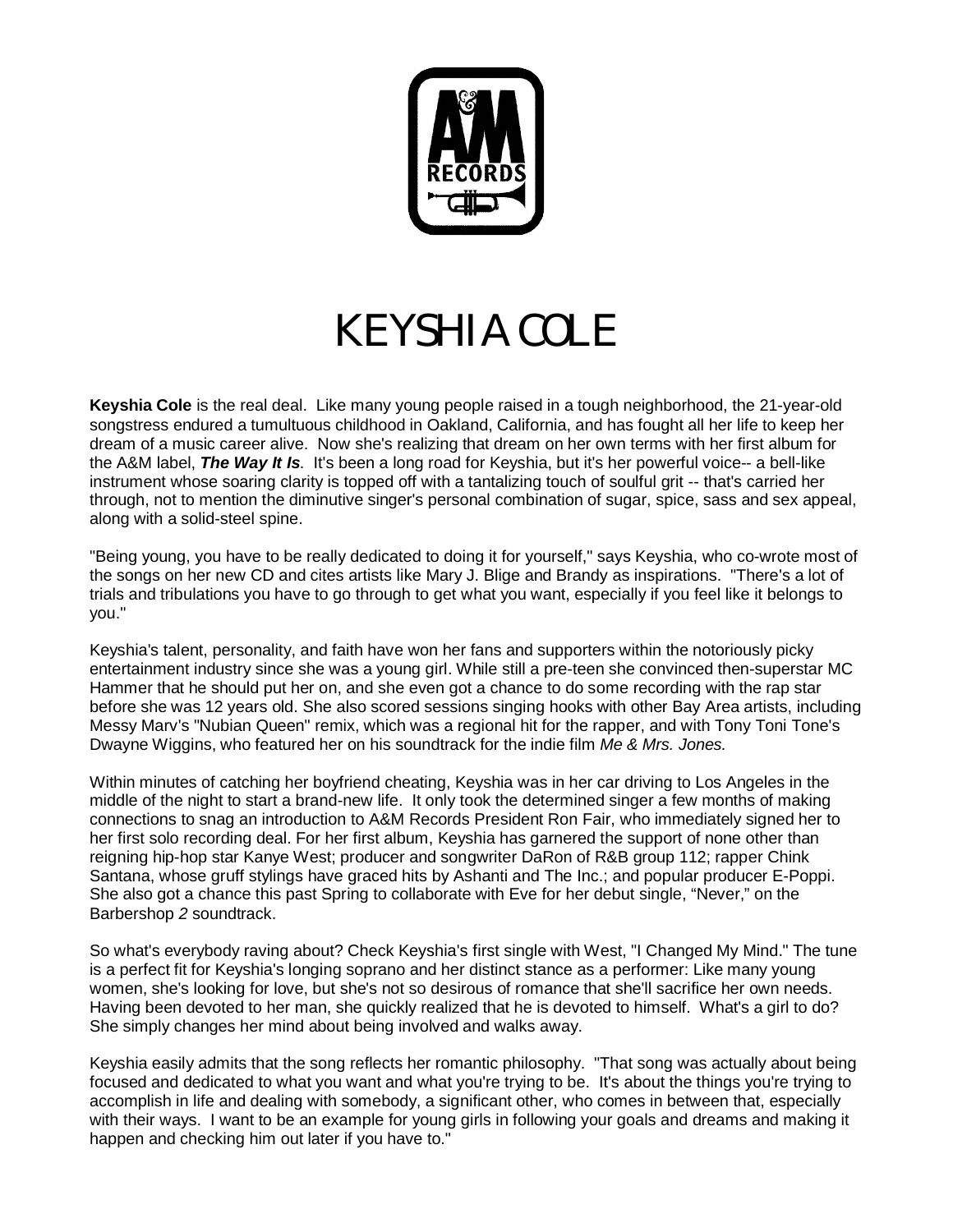# KEYSHIA COLE

**Keyshia Cole** is the real deal. Like many young people raised in a tough neighborhood, the 21-year-old songstress endured a tumultuous childhood in Oakland, California, and has fought all her life to keep her dream of a music career alive. Now she's realizing that dream on her own terms with her first album for the A&M label, ***The Way It Is***. It's been a long road for Keyshia, but it's her powerful voice-- a bell-like instrument whose soaring clarity is topped off with a tantalizing touch of soulful grit -- that's carried her through, not to mention the diminutive singer's personal combination of sugar, spice, sass and sex appeal, along with a solid-steel spine.

"Being young, you have to be really dedicated to doing it for yourself," says Keyshia, who co-wrote most of the songs on her new CD and cites artists like Mary J. Blige and Brandy as inspirations. "There's a lot of trials and tribulations you have to go through to get what you want, especially if you feel like it belongs to you."

Keyshia's talent, personality, and faith have won her fans and supporters within the notoriously picky entertainment industry since she was a young girl. While still a pre-teen she convinced then-superstar MC Hammer that he should put her on, and she even got a chance to do some recording with the rap star before she was 12 years old. She also scored sessions singing hooks with other Bay Area artists, including Messy Marv's "Nubian Queen" remix, which was a regional hit for the rapper, and with Tony Toni Tone's Dwayne Wiggins, who featured her on his soundtrack for the indie film *Me & Mrs. Jones.*

Within minutes of catching her boyfriend cheating, Keyshia was in her car driving to Los Angeles in the middle of the night to start a brand-new life. It only took the determined singer a few months of making connections to snag an introduction to A&M Records President Ron Fair, who immediately signed her to her first solo recording deal. For her first album, Keyshia has garnered the support of none other than reigning hip-hop star Kanye West; producer and songwriter DaRon of R&B group 112; rapper Chink Santana, whose gruff stylings have graced hits by Ashanti and The Inc.; and popular producer E-Poppi. She also got a chance this past Spring to collaborate with Eve for her debut single, "Never," on the Barbershop *2* soundtrack.

So what's everybody raving about? Check Keyshia's first single with West, "I Changed My Mind." The tune is a perfect fit for Keyshia's longing soprano and her distinct stance as a performer: Like many young women, she's looking for love, but she's not so desirous of romance that she'll sacrifice her own needs. Having been devoted to her man, she quickly realized that he is devoted to himself. What's a girl to do? She simply changes her mind about being involved and walks away.

Keyshia easily admits that the song reflects her romantic philosophy. "That song was actually about being focused and dedicated to what you want and what you're trying to be. It's about the things you're trying to accomplish in life and dealing with somebody, a significant other, who comes in between that, especially with their ways. I want to be an example for young girls in following your goals and dreams and making it happen and checking him out later if you have to."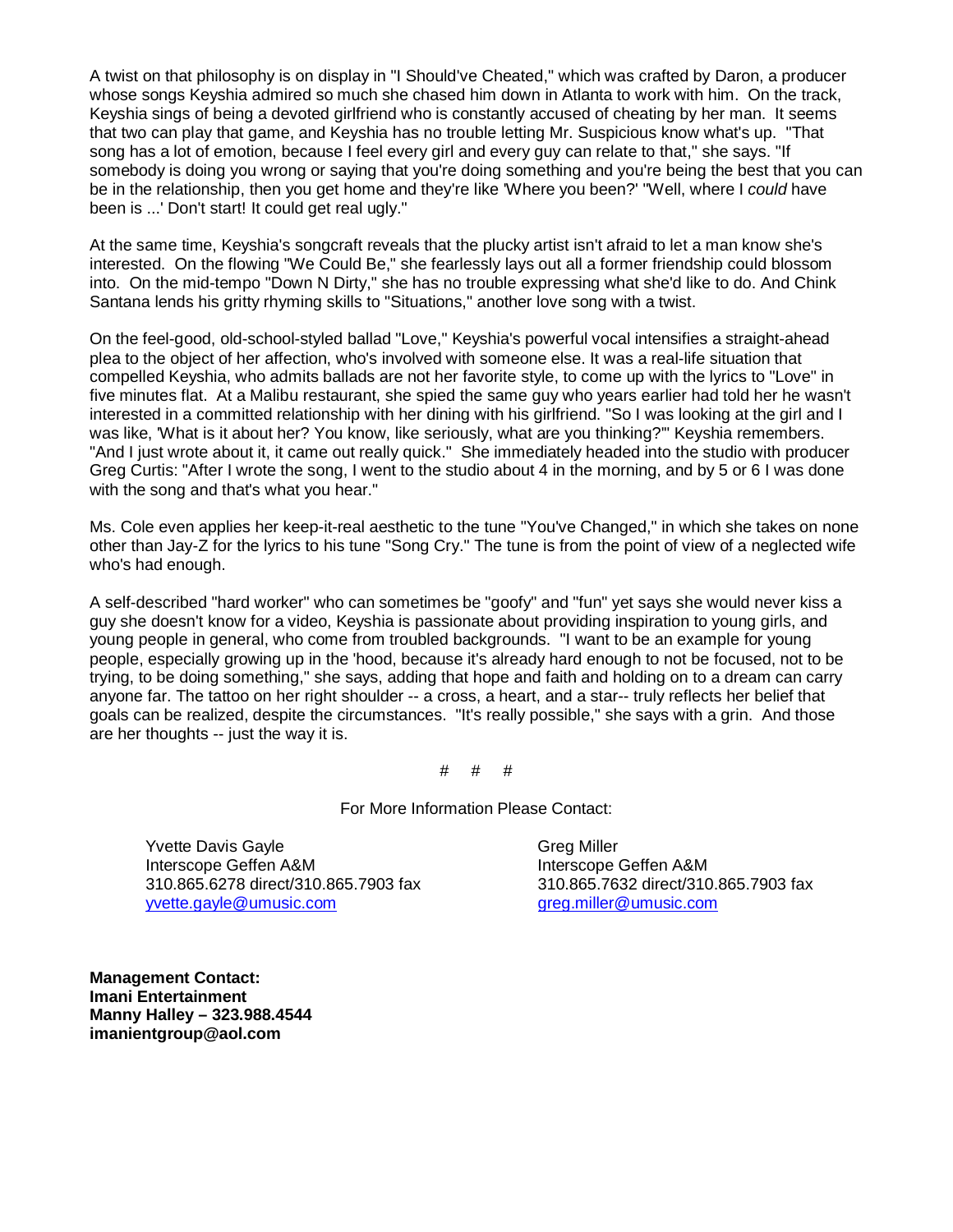A twist on that philosophy is on display in "I Should've Cheated," which was crafted by Daron, a producer whose songs Keyshia admired so much she chased him down in Atlanta to work with him. On the track, Keyshia sings of being a devoted girlfriend who is constantly accused of cheating by her man. It seems that two can play that game, and Keyshia has no trouble letting Mr. Suspicious know what's up. "That song has a lot of emotion, because I feel every girl and every guy can relate to that," she says. "If somebody is doing you wrong or saying that you're doing something and you're being the best that you can be in the relationship, then you get home and they're like 'Where you been?' "Well, where I *could* have been is ...' Don't start! It could get real ugly."

At the same time, Keyshia's songcraft reveals that the plucky artist isn't afraid to let a man know she's interested. On the flowing "We Could Be," she fearlessly lays out all a former friendship could blossom into. On the mid-tempo "Down N Dirty," she has no trouble expressing what she'd like to do. And Chink Santana lends his gritty rhyming skills to "Situations," another love song with a twist.

On the feel-good, old-school-styled ballad "Love," Keyshia's powerful vocal intensifies a straight-ahead plea to the object of her affection, who's involved with someone else. It was a real-life situation that compelled Keyshia, who admits ballads are not her favorite style, to come up with the lyrics to "Love" in five minutes flat. At a Malibu restaurant, she spied the same guy who years earlier had told her he wasn't interested in a committed relationship with her dining with his girlfriend. "So I was looking at the girl and I was like, 'What is it about her? You know, like seriously, what are you thinking?'" Keyshia remembers. "And I just wrote about it, it came out really quick." She immediately headed into the studio with producer Greg Curtis: "After I wrote the song, I went to the studio about 4 in the morning, and by 5 or 6 I was done with the song and that's what you hear."

Ms. Cole even applies her keep-it-real aesthetic to the tune "You've Changed," in which she takes on none other than Jay-Z for the lyrics to his tune "Song Cry." The tune is from the point of view of a neglected wife who's had enough.

A self-described "hard worker" who can sometimes be "goofy" and "fun" yet says she would never kiss a guy she doesn't know for a video, Keyshia is passionate about providing inspiration to young girls, and young people in general, who come from troubled backgrounds. "I want to be an example for young people, especially growing up in the 'hood, because it's already hard enough to not be focused, not to be trying, to be doing something," she says, adding that hope and faith and holding on to a dream can carry anyone far. The tattoo on her right shoulder -- a cross, a heart, and a star-- truly reflects her belief that goals can be realized, despite the circumstances. "It's really possible," she says with a grin. And those are her thoughts -- just the way it is.

# # #

For More Information Please Contact:

Yvette Davis Gayle
Interscope Geffen A&M
310.865.6278 direct/310.865.7903 fax
yvette.gayle@umusic.com

Greg Miller
Interscope Geffen A&M
310.865.7632 direct/310.865.7903 fax
greg.miller@umusic.com

**Management Contact:**
**Imani Entertainment**
**Manny Halley – 323.988.4544**
**imanientgroup@aol.com**